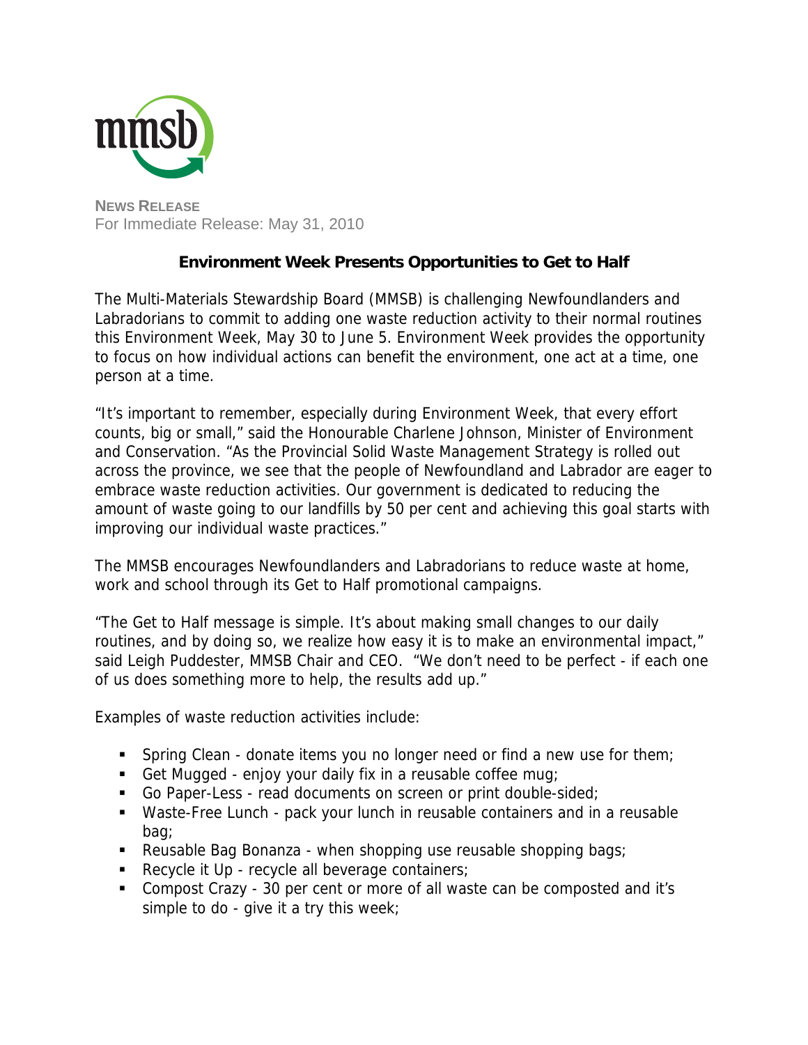**NEWS RELEASE**
For Immediate Release: May 31, 2010

## Environment Week Presents Opportunities to Get to Half

The Multi-Materials Stewardship Board (MMSB) is challenging Newfoundlanders and Labradorians to commit to adding one waste reduction activity to their normal routines this Environment Week, May 30 to June 5. Environment Week provides the opportunity to focus on how individual actions can benefit the environment, one act at a time, one person at a time.

"It's important to remember, especially during Environment Week, that every effort counts, big or small," said the Honourable Charlene Johnson, Minister of Environment and Conservation. "As the Provincial Solid Waste Management Strategy is rolled out across the province, we see that the people of Newfoundland and Labrador are eager to embrace waste reduction activities. Our government is dedicated to reducing the amount of waste going to our landfills by 50 per cent and achieving this goal starts with improving our individual waste practices."

The MMSB encourages Newfoundlanders and Labradorians to reduce waste at home, work and school through its Get to Half promotional campaigns.

"The Get to Half message is simple. It's about making small changes to our daily routines, and by doing so, we realize how easy it is to make an environmental impact," said Leigh Puddester, MMSB Chair and CEO. "We don't need to be perfect - if each one of us does something more to help, the results add up."

Examples of waste reduction activities include:

- Spring Clean - donate items you no longer need or find a new use for them;
- Get Mugged - enjoy your daily fix in a reusable coffee mug;
- Go Paper-Less - read documents on screen or print double-sided;
- Waste-Free Lunch - pack your lunch in reusable containers and in a reusable bag;
- Reusable Bag Bonanza - when shopping use reusable shopping bags;
- Recycle it Up - recycle all beverage containers;
- Compost Crazy - 30 per cent or more of all waste can be composted and it's simple to do - give it a try this week;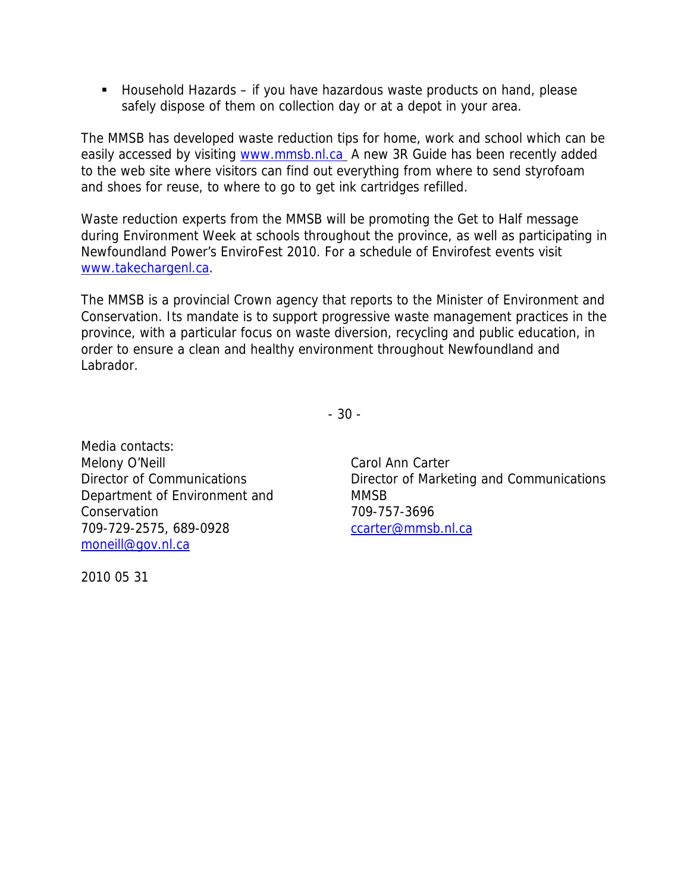- Household Hazards – if you have hazardous waste products on hand, please safely dispose of them on collection day or at a depot in your area.

The MMSB has developed waste reduction tips for home, work and school which can be easily accessed by visiting www.mmsb.nl.ca A new 3R Guide has been recently added to the web site where visitors can find out everything from where to send styrofoam and shoes for reuse, to where to go to get ink cartridges refilled.

Waste reduction experts from the MMSB will be promoting the Get to Half message during Environment Week at schools throughout the province, as well as participating in Newfoundland Power's EnviroFest 2010. For a schedule of Envirofest events visit www.takechargenl.ca.

The MMSB is a provincial Crown agency that reports to the Minister of Environment and Conservation. Its mandate is to support progressive waste management practices in the province, with a particular focus on waste diversion, recycling and public education, in order to ensure a clean and healthy environment throughout Newfoundland and Labrador.

- 30 -

Media contacts:

Melony O'Neill
Director of Communications
Department of Environment and Conservation
709-729-2575, 689-0928
moneill@gov.nl.ca

Carol Ann Carter
Director of Marketing and Communications
MMSB
709-757-3696
ccarter@mmsb.nl.ca

2010 05 31